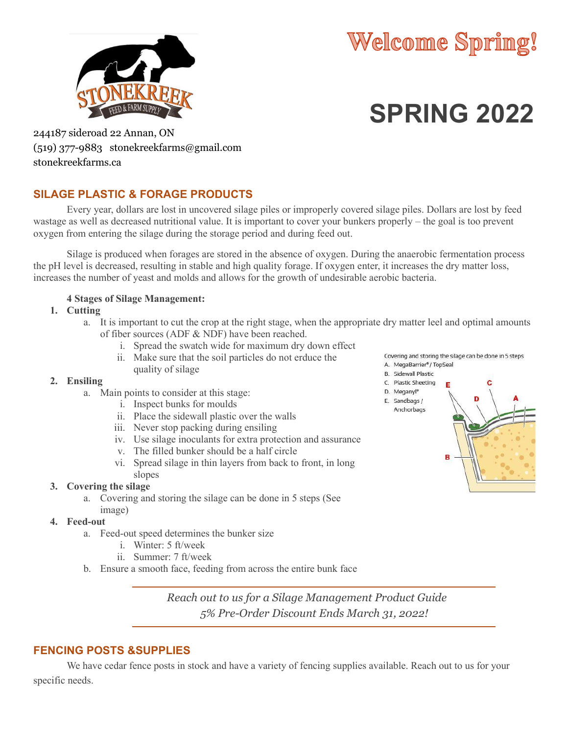# Welcome Spring!

# SPRING 2022

244187 sideroad 22 Annan, ON
(519) 377-9883 stonekreekfarms@gmail.com
stonekreekfarms.ca

## SILAGE PLASTIC & FORAGE PRODUCTS

Every year, dollars are lost in uncovered silage piles or improperly covered silage piles. Dollars are lost by feed wastage as well as decreased nutritional value. It is important to cover your bunkers properly – the goal is too prevent oxygen from entering the silage during the storage period and during feed out.

Silage is produced when forages are stored in the absence of oxygen. During the anaerobic fermentation process the pH level is decreased, resulting in stable and high quality forage. If oxygen enter, it increases the dry matter loss, increases the number of yeast and molds and allows for the growth of undesirable aerobic bacteria.

**4 Stages of Silage Management:**

1. **Cutting**
   a. It is important to cut the crop at the right stage, when the appropriate dry matter leel and optimal amounts of fiber sources (ADF & NDF) have been reached.
      i. Spread the swatch wide for maximum dry down effect
      ii. Make sure that the soil particles do not erduce the quality of silage
2. **Ensiling**
   a. Main points to consider at this stage:
      i. Inspect bunks for moulds
      ii. Place the sidewall plastic over the walls
      iii. Never stop packing during ensiling
      iv. Use silage inoculants for extra protection and assurance
      v. The filled bunker should be a half circle
      vi. Spread silage in thin layers from back to front, in long slopes
3. **Covering the silage**
   a. Covering and storing the silage can be done in 5 steps (See image)
4. **Feed-out**
   a. Feed-out speed determines the bunker size
      i. Winter: 5 ft/week
      ii. Summer: 7 ft/week
   b. Ensure a smooth face, feeding from across the entire bunk face

Covering and storing the silage can be done in 5 steps
A. MegaBarrier® / TopSeal
B. Sidewall Plastic
C. Plastic Sheeting
D. Meganyl®
E. Sandbags / Anchorbags

*Reach out to us for a Silage Management Product Guide*
*5% Pre-Order Discount Ends March 31, 2022!*

## FENCING POSTS &SUPPLIES

We have cedar fence posts in stock and have a variety of fencing supplies available. Reach out to us for your specific needs.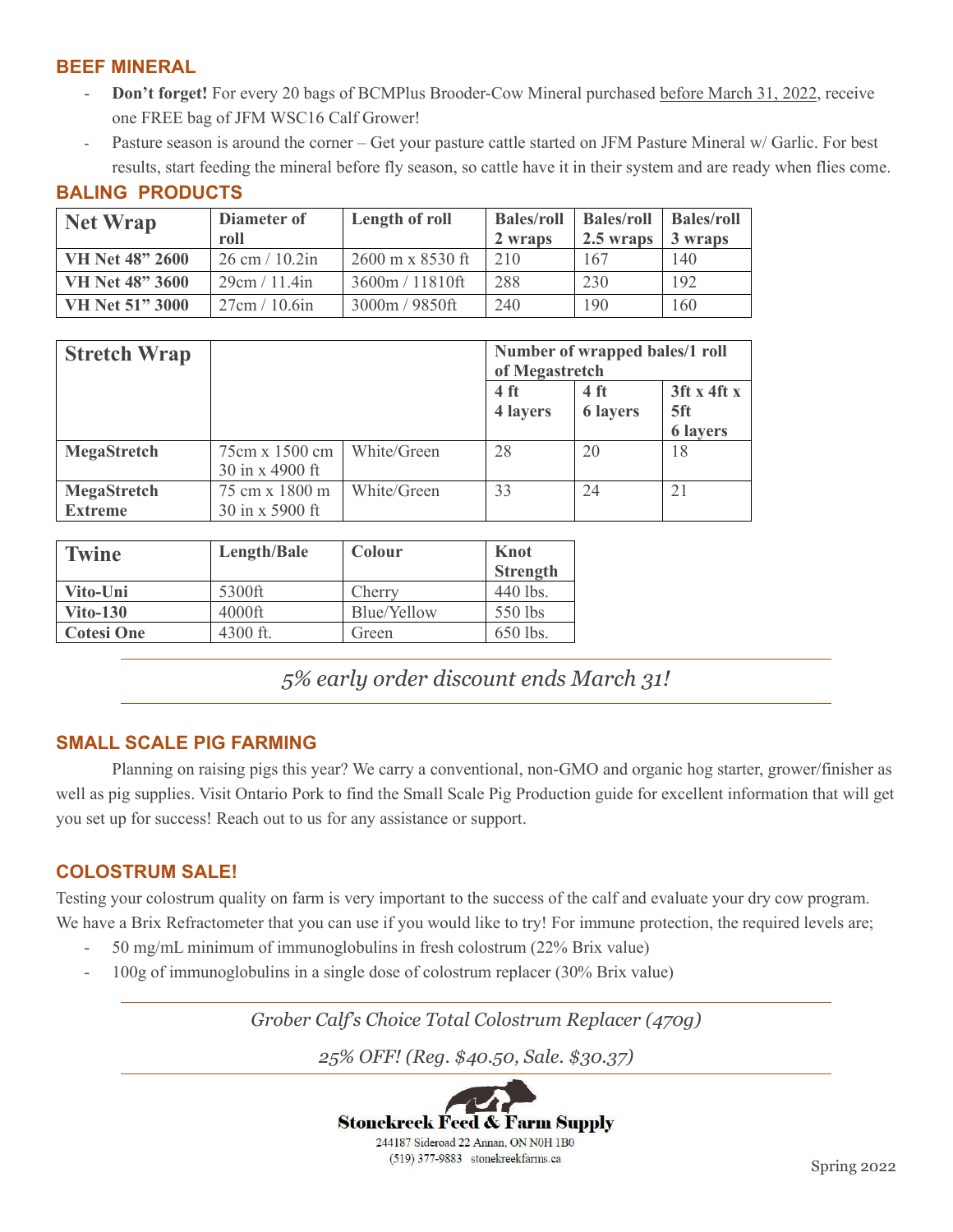## BEEF MINERAL

- **Don't forget!** For every 20 bags of BCMPlus Brooder-Cow Mineral purchased before March 31, 2022, receive one FREE bag of JFM WSC16 Calf Grower!
- Pasture season is around the corner – Get your pasture cattle started on JFM Pasture Mineral w/ Garlic. For best results, start feeding the mineral before fly season, so cattle have it in their system and are ready when flies come.

## BALING PRODUCTS

| Net Wrap | Diameter of roll | Length of roll | Bales/roll 2 wraps | Bales/roll 2.5 wraps | Bales/roll 3 wraps |
|---|---|---|---|---|---|
| **VH Net 48" 2600** | 26 cm / 10.2in | 2600 m x 8530 ft | 210 | 167 | 140 |
| **VH Net 48" 3600** | 29cm / 11.4in | 3600m / 11810ft | 288 | 230 | 192 |
| **VH Net 51" 3000** | 27cm / 10.6in | 3000m / 9850ft | 240 | 190 | 160 |

| Stretch Wrap | | | Number of wrapped bales/1 roll of Megastretch | | |
|---|---|---|---|---|---|
| | | | 4 ft 4 layers | 4 ft 6 layers | 3ft x 4ft x 5ft 6 layers |
| **MegaStretch** | 75cm x 1500 cm 30 in x 4900 ft | White/Green | 28 | 20 | 18 |
| **MegaStretch Extreme** | 75 cm x 1800 m 30 in x 5900 ft | White/Green | 33 | 24 | 21 |

| Twine | Length/Bale | Colour | Knot Strength |
|---|---|---|---|
| **Vito-Uni** | 5300ft | Cherry | 440 lbs. |
| **Vito-130** | 4000ft | Blue/Yellow | 550 lbs |
| **Cotesi One** | 4300 ft. | Green | 650 lbs. |

*5% early order discount ends March 31!*

## SMALL SCALE PIG FARMING

Planning on raising pigs this year? We carry a conventional, non-GMO and organic hog starter, grower/finisher as well as pig supplies. Visit Ontario Pork to find the Small Scale Pig Production guide for excellent information that will get you set up for success! Reach out to us for any assistance or support.

## COLOSTRUM SALE!

Testing your colostrum quality on farm is very important to the success of the calf and evaluate your dry cow program. We have a Brix Refractometer that you can use if you would like to try! For immune protection, the required levels are;

- 50 mg/mL minimum of immunoglobulins in fresh colostrum (22% Brix value)
- 100g of immunoglobulins in a single dose of colostrum replacer (30% Brix value)

*Grober Calf's Choice Total Colostrum Replacer (470g)*

*25% OFF! (Reg. $40.50, Sale. $30.37)*

**Stonekreek Feed & Farm Supply**
244187 Sideroad 22 Annan, ON N0H 1B0
(519) 377-9883 stonekreekfarms.ca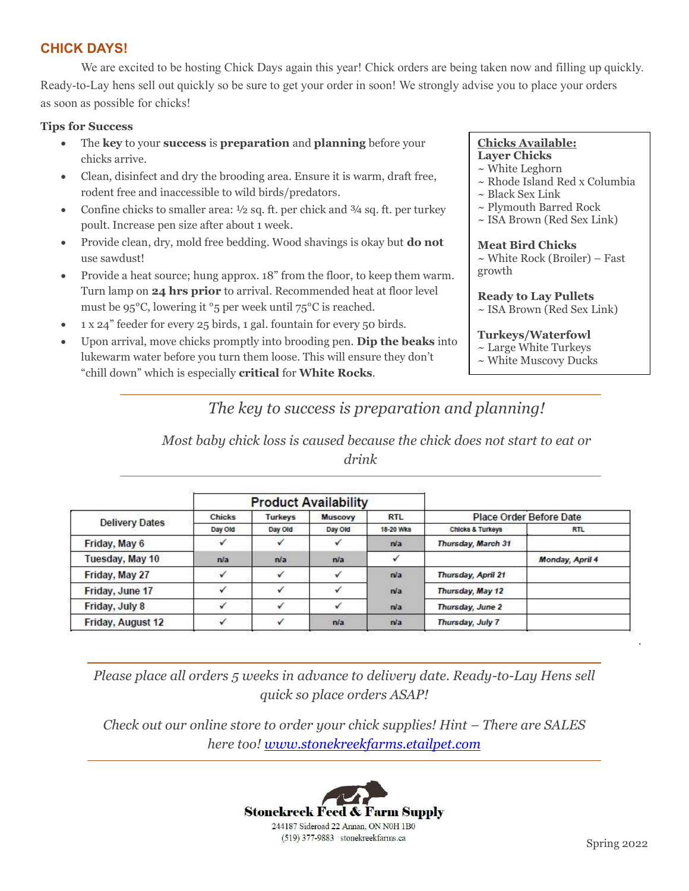## CHICK DAYS!

We are excited to be hosting Chick Days again this year! Chick orders are being taken now and filling up quickly. Ready-to-Lay hens sell out quickly so be sure to get your order in soon! We strongly advise you to place your orders as soon as possible for chicks!

**Tips for Success**

- The **key** to your **success** is **preparation** and **planning** before your chicks arrive.
- Clean, disinfect and dry the brooding area. Ensure it is warm, draft free, rodent free and inaccessible to wild birds/predators.
- Confine chicks to smaller area: ½ sq. ft. per chick and ¾ sq. ft. per turkey poult. Increase pen size after about 1 week.
- Provide clean, dry, mold free bedding. Wood shavings is okay but **do not** use sawdust!
- Provide a heat source; hung approx. 18" from the floor, to keep them warm. Turn lamp on **24 hrs prior** to arrival. Recommended heat at floor level must be 95°C, lowering it °5 per week until 75°C is reached.
- 1 x 24" feeder for every 25 birds, 1 gal. fountain for every 50 birds.
- Upon arrival, move chicks promptly into brooding pen. **Dip the beaks** into lukewarm water before you turn them loose. This will ensure they don't "chill down" which is especially **critical** for **White Rocks**.

**Chicks Available:**

**Layer Chicks**
~ White Leghorn
~ Rhode Island Red x Columbia
~ Black Sex Link
~ Plymouth Barred Rock
~ ISA Brown (Red Sex Link)

**Meat Bird Chicks**
~ White Rock (Broiler) – Fast growth

**Ready to Lay Pullets**
~ ISA Brown (Red Sex Link)

**Turkeys/Waterfowl**
~ Large White Turkeys
~ White Muscovy Ducks

---

*The key to success is preparation and planning!*

*Most baby chick loss is caused because the chick does not start to eat or drink*

---

| Delivery Dates | Product Availability | | | | Place Order Before Date | |
|---|---|---|---|---|---|---|
| | Chicks | Turkeys | Muscovy | RTL | | |
| | Day Old | Day Old | Day Old | 18-20 Wks | Chicks & Turkeys | RTL |
| Friday, May 6 | ✓ | ✓ | ✓ | n/a | *Thursday, March 31* | |
| Tuesday, May 10 | n/a | n/a | n/a | ✓ | | *Monday, April 4* |
| Friday, May 27 | ✓ | ✓ | ✓ | n/a | *Thursday, April 21* | |
| Friday, June 17 | ✓ | ✓ | ✓ | n/a | *Thursday, May 12* | |
| Friday, July 8 | ✓ | ✓ | ✓ | n/a | *Thursday, June 2* | |
| Friday, August 12 | ✓ | ✓ | n/a | n/a | *Thursday, July 7* | |

---

*Please place all orders 5 weeks in advance to delivery date. Ready-to-Lay Hens sell quick so place orders ASAP!*

*Check out our online store to order your chick supplies! Hint – There are SALES here too! [www.stonekreekfarms.etailpet.com](http://www.stonekreekfarms.etailpet.com)*

---

**Stonekreek Feed & Farm Supply**
244187 Sideroad 22 Annan, ON N0H 1B0
(519) 377-9883 stonekreekfarms.ca

Spring 2022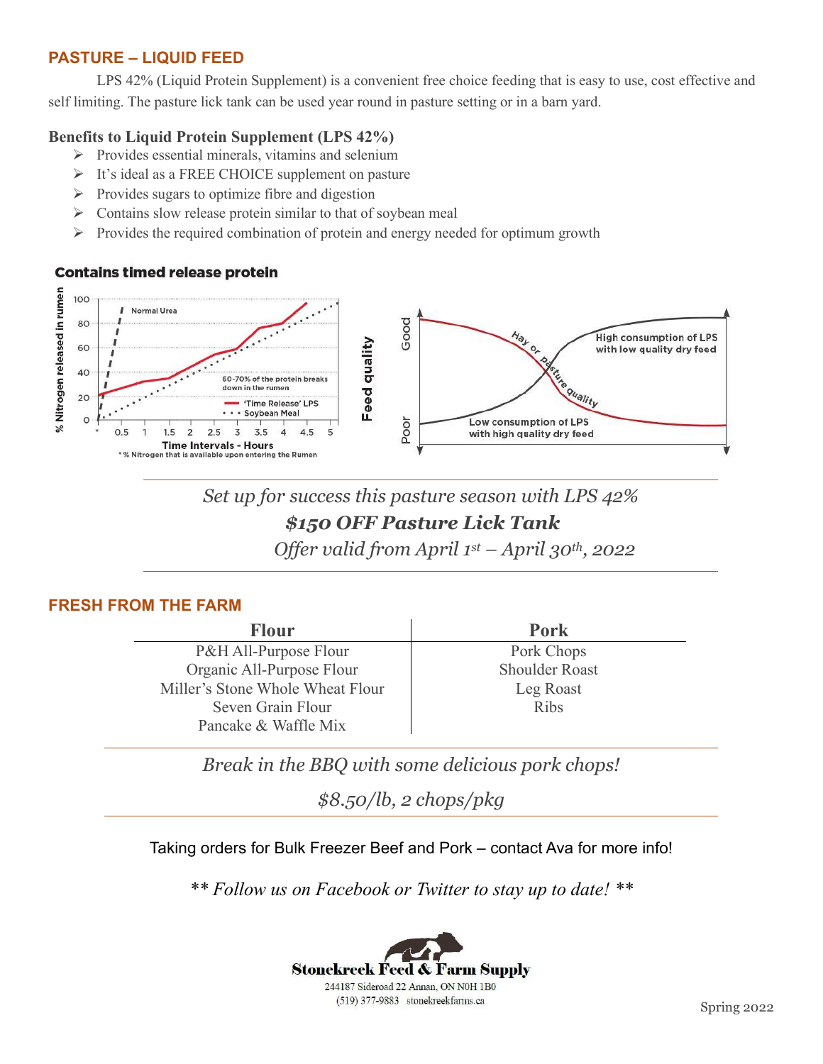## PASTURE – LIQUID FEED

LPS 42% (Liquid Protein Supplement) is a convenient free choice feeding that is easy to use, cost effective and self limiting. The pasture lick tank can be used year round in pasture setting or in a barn yard.

### Benefits to Liquid Protein Supplement (LPS 42%)

- Provides essential minerals, vitamins and selenium
- It's ideal as a FREE CHOICE supplement on pasture
- Provides sugars to optimize fibre and digestion
- Contains slow release protein similar to that of soybean meal
- Provides the required combination of protein and energy needed for optimum growth

**Contains timed release protein**

% Nitrogen released in rumen
100
80
60
40
20
0
Normal Urea
60-70% of the protein breaks down in the rumen
'Time Release' LPS
Soybean Meal
* 0.5 1 1.5 2 2.5 3 3.5 4 4.5 5
Time Intervals - Hours
* % Nitrogen that is available upon entering the Rumen

Feed quality
Good
Poor
Hay or pasture quality
High consumption of LPS with low quality dry feed
Low consumption of LPS with high quality dry feed

*Set up for success this pasture season with LPS 42%*

***$150 OFF Pasture Lick Tank***

*Offer valid from April 1st – April 30th, 2022*

## FRESH FROM THE FARM

| Flour | Pork |
|---|---|
| P&H All-Purpose Flour | Pork Chops |
| Organic All-Purpose Flour | Shoulder Roast |
| Miller's Stone Whole Wheat Flour | Leg Roast |
| Seven Grain Flour | Ribs |
| Pancake & Waffle Mix | |

*Break in the BBQ with some delicious pork chops!*

*$8.50/lb, 2 chops/pkg*

Taking orders for Bulk Freezer Beef and Pork – contact Ava for more info!

*** Follow us on Facebook or Twitter to stay up to date! ***

**Stonekreek Feed & Farm Supply**
244187 Sideroad 22 Annan, ON N0H 1B0
(519) 377-9883 stonekreekfarms.ca

Spring 2022